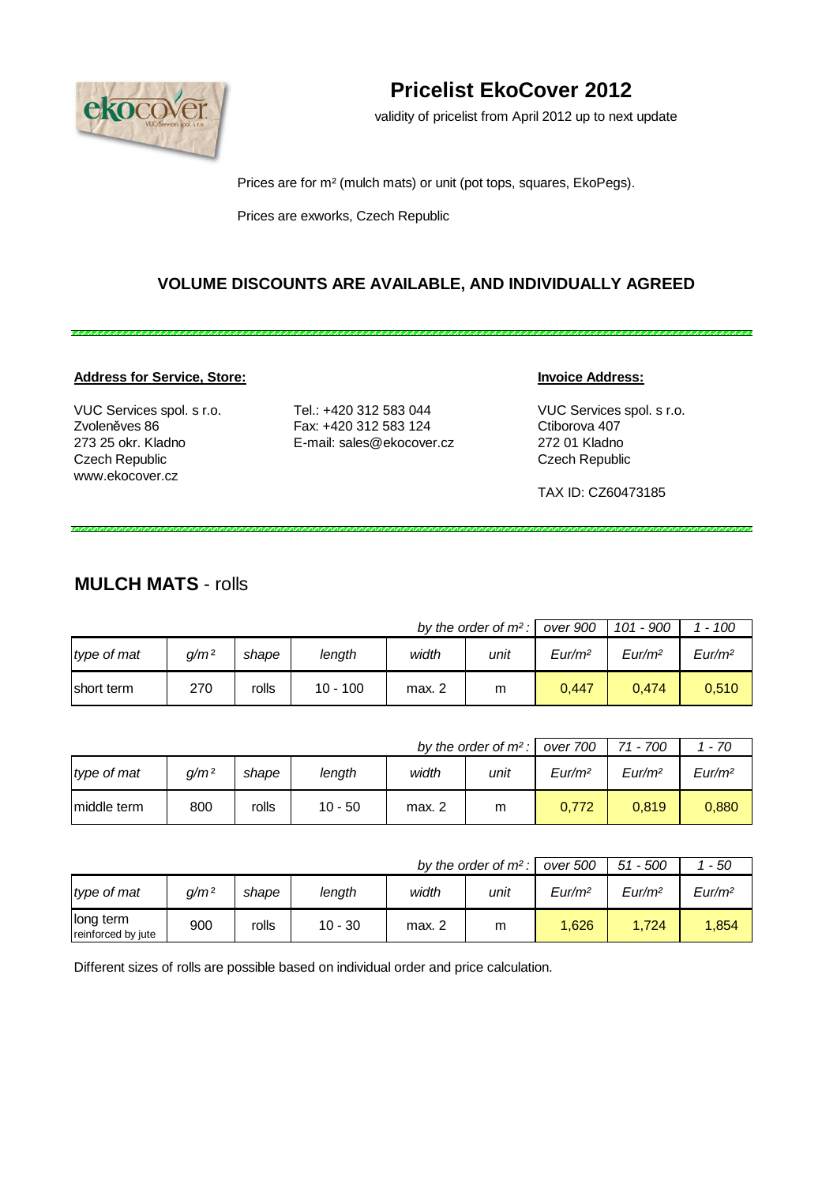# Pricelist EkoCover 2012

validity of pricelist from April 2012 up to next update

Prices are for m² (mulch mats) or unit (pot tops, squares, EkoPegs).

Prices are exworks, Czech Republic

**VOLUME DISCOUNTS ARE AVAILABLE, AND INDIVIDUALLY AGREED**

**Address for Service, Store:**

VUC Services spol. s r.o.
Zvoleněves 86
273 25 okr. Kladno
Czech Republic
www.ekocover.cz

Tel.: +420 312 583 044
Fax: +420 312 583 124
E-mail: sales@ekocover.cz

**Invoice Address:**

VUC Services spol. s r.o.
Ctiborova 407
272 01 Kladno
Czech Republic

TAX ID: CZ60473185

## MULCH MATS - rolls

| | | | | | *by the order of m²:* | *over 900* | *101 - 900* | *1 - 100* |
|---|---|---|---|---|---|---|---|---|
| *type of mat* | *g/m²* | *shape* | *length* | *width* | *unit* | *Eur/m²* | *Eur/m²* | *Eur/m²* |
| short term | 270 | rolls | 10 - 100 | max. 2 | m | 0,447 | 0,474 | 0,510 |

| | | | | | *by the order of m²:* | *over 700* | *71 - 700* | *1 - 70* |
|---|---|---|---|---|---|---|---|---|
| *type of mat* | *g/m²* | *shape* | *length* | *width* | *unit* | *Eur/m²* | *Eur/m²* | *Eur/m²* |
| middle term | 800 | rolls | 10 - 50 | max. 2 | m | 0,772 | 0,819 | 0,880 |

| | | | | | *by the order of m²:* | *over 500* | *51 - 500* | *1 - 50* |
|---|---|---|---|---|---|---|---|---|
| *type of mat* | *g/m²* | *shape* | *length* | *width* | *unit* | *Eur/m²* | *Eur/m²* | *Eur/m²* |
| long term reinforced by jute | 900 | rolls | 10 - 30 | max. 2 | m | 1,626 | 1,724 | 1,854 |

Different sizes of rolls are possible based on individual order and price calculation.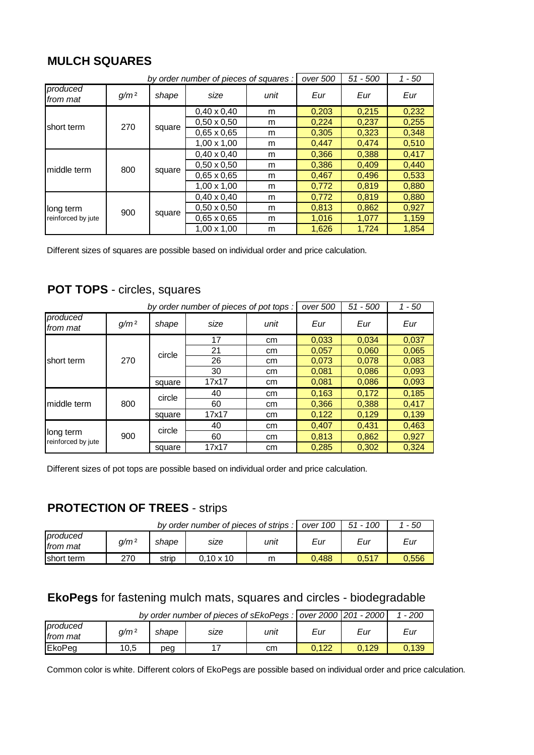## MULCH SQUARES

| | | | | by order number of pieces of squares : | over 500 | 51 - 500 | 1 - 50 |
|---|---|---|---|---|---|---|---|
| produced from mat | g/m² | shape | size | unit | Eur | Eur | Eur |
| short term | 270 | square | 0,40 x 0,40 | m | 0,203 | 0,215 | 0,232 |
| | | | 0,50 x 0,50 | m | 0,224 | 0,237 | 0,255 |
| | | | 0,65 x 0,65 | m | 0,305 | 0,323 | 0,348 |
| | | | 1,00 x 1,00 | m | 0,447 | 0,474 | 0,510 |
| middle term | 800 | square | 0,40 x 0,40 | m | 0,366 | 0,388 | 0,417 |
| | | | 0,50 x 0,50 | m | 0,386 | 0,409 | 0,440 |
| | | | 0,65 x 0,65 | m | 0,467 | 0,496 | 0,533 |
| | | | 1,00 x 1,00 | m | 0,772 | 0,819 | 0,880 |
| long term reinforced by jute | 900 | square | 0,40 x 0,40 | m | 0,772 | 0,819 | 0,880 |
| | | | 0,50 x 0,50 | m | 0,813 | 0,862 | 0,927 |
| | | | 0,65 x 0,65 | m | 1,016 | 1,077 | 1,159 |
| | | | 1,00 x 1,00 | m | 1,626 | 1,724 | 1,854 |

Different sizes of squares are possible based on individual order and price calculation.

## POT TOPS - circles, squares

| | | | | by order number of pieces of pot tops : | over 500 | 51 - 500 | 1 - 50 |
|---|---|---|---|---|---|---|---|
| produced from mat | g/m² | shape | size | unit | Eur | Eur | Eur |
| short term | 270 | circle | 17 | cm | 0,033 | 0,034 | 0,037 |
| | | | 21 | cm | 0,057 | 0,060 | 0,065 |
| | | | 26 | cm | 0,073 | 0,078 | 0,083 |
| | | | 30 | cm | 0,081 | 0,086 | 0,093 |
| | | square | 17x17 | cm | 0,081 | 0,086 | 0,093 |
| middle term | 800 | circle | 40 | cm | 0,163 | 0,172 | 0,185 |
| | | | 60 | cm | 0,366 | 0,388 | 0,417 |
| | | square | 17x17 | cm | 0,122 | 0,129 | 0,139 |
| long term reinforced by jute | 900 | circle | 40 | cm | 0,407 | 0,431 | 0,463 |
| | | | 60 | cm | 0,813 | 0,862 | 0,927 |
| | | square | 17x17 | cm | 0,285 | 0,302 | 0,324 |

Different sizes of pot tops are possible based on individual order and price calculation.

## PROTECTION OF TREES - strips

| | | | | by order number of pieces of strips : | over 100 | 51 - 100 | 1 - 50 |
|---|---|---|---|---|---|---|---|
| produced from mat | g/m² | shape | size | unit | Eur | Eur | Eur |
| short term | 270 | strip | 0,10 x 10 | m | 0,488 | 0,517 | 0,556 |

## EkoPegs for fastening mulch mats, squares and circles - biodegradable

| | | | | by order number of pieces of sEkoPegs : | over 2000 | 201 - 2000 | 1 - 200 |
|---|---|---|---|---|---|---|---|
| produced from mat | g/m² | shape | size | unit | Eur | Eur | Eur |
| EkoPeg | 10,5 | peg | 17 | cm | 0,122 | 0,129 | 0,139 |

Common color is white. Different colors of EkoPegs are possible based on individual order and price calculation.